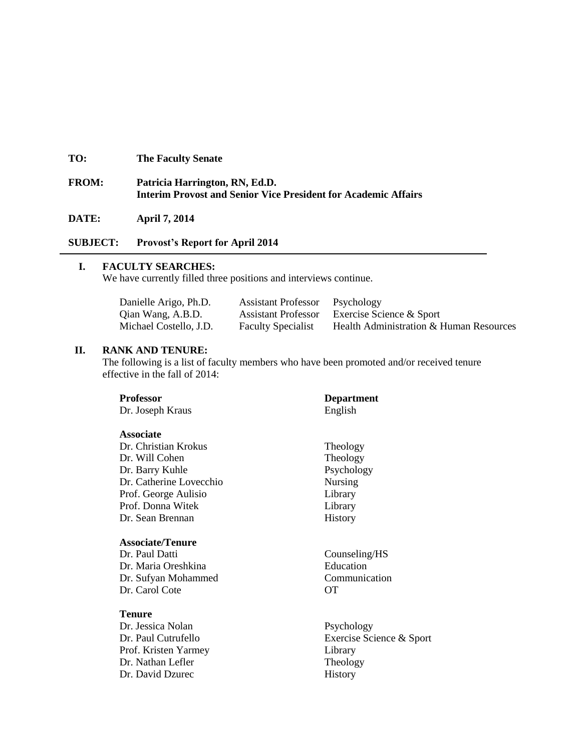**TO:** The Faculty Senate

**FROM:** Patricia Harrington, RN, Ed.D.
**Interim Provost and Senior Vice President for Academic Affairs**

**DATE:** April 7, 2014

**SUBJECT:** Provost's Report for April 2014

---

## I. FACULTY SEARCHES:

We have currently filled three positions and interviews continue.

| | | |
|---|---|---|
| Danielle Arigo, Ph.D. | Assistant Professor | Psychology |
| Qian Wang, A.B.D. | Assistant Professor | Exercise Science & Sport |
| Michael Costello, J.D. | Faculty Specialist | Health Administration & Human Resources |

## II. RANK AND TENURE:

The following is a list of faculty members who have been promoted and/or received tenure effective in the fall of 2014:

| **Professor** | **Department** |
|---|---|
| Dr. Joseph Kraus | English |
| | |
| **Associate** | |
| Dr. Christian Krokus | Theology |
| Dr. Will Cohen | Theology |
| Dr. Barry Kuhle | Psychology |
| Dr. Catherine Lovecchio | Nursing |
| Prof. George Aulisio | Library |
| Prof. Donna Witek | Library |
| Dr. Sean Brennan | History |
| | |
| **Associate/Tenure** | |
| Dr. Paul Datti | Counseling/HS |
| Dr. Maria Oreshkina | Education |
| Dr. Sufyan Mohammed | Communication |
| Dr. Carol Cote | OT |
| | |
| **Tenure** | |
| Dr. Jessica Nolan | Psychology |
| Dr. Paul Cutrufello | Exercise Science & Sport |
| Prof. Kristen Yarmey | Library |
| Dr. Nathan Lefler | Theology |
| Dr. David Dzurec | History |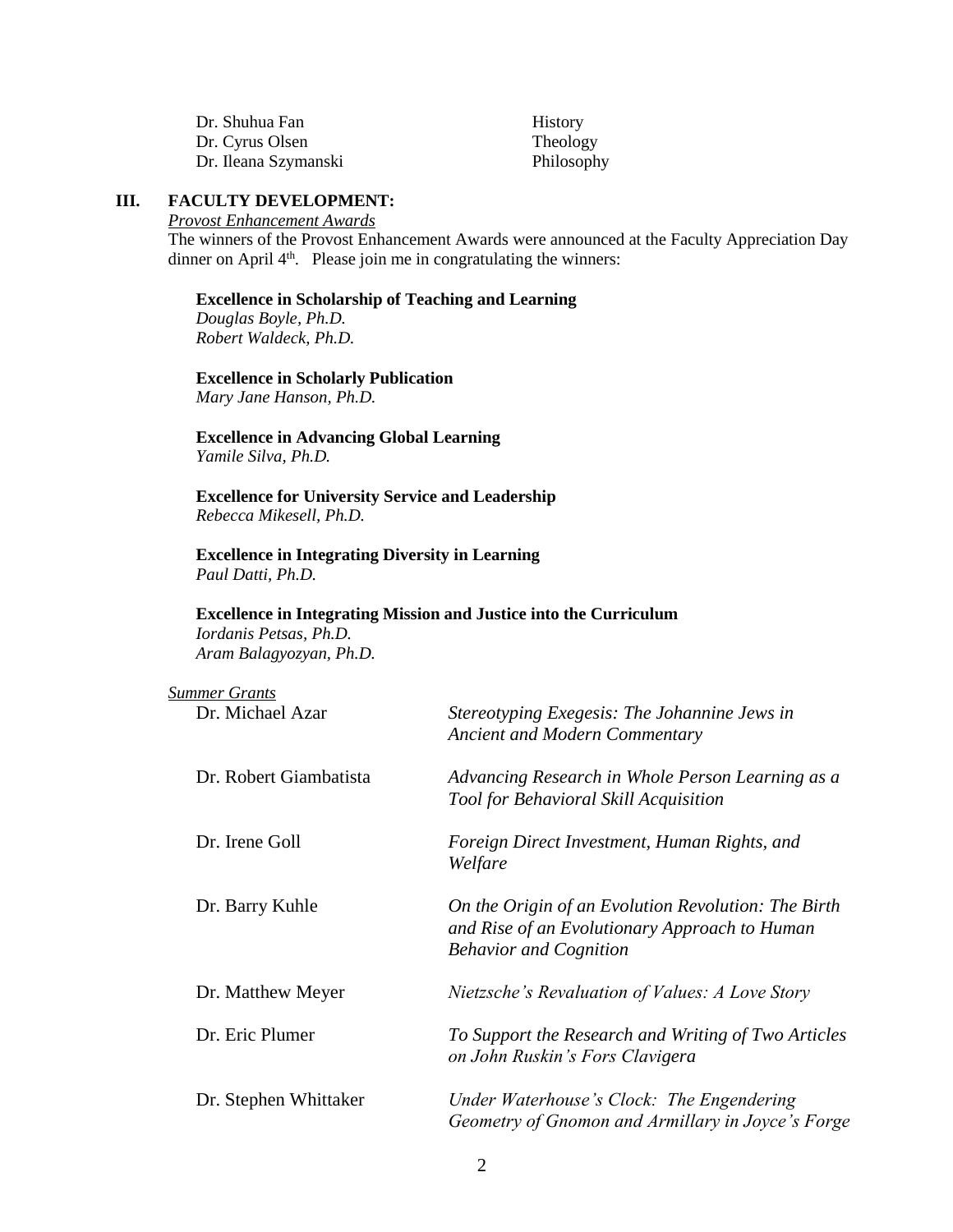| | |
|---|---|
| Dr. Shuhua Fan | History |
| Dr. Cyrus Olsen | Theology |
| Dr. Ileana Szymanski | Philosophy |

## III. FACULTY DEVELOPMENT:

*Provost Enhancement Awards*

The winners of the Provost Enhancement Awards were announced at the Faculty Appreciation Day dinner on April 4th. Please join me in congratulating the winners:

**Excellence in Scholarship of Teaching and Learning**
*Douglas Boyle, Ph.D.*
*Robert Waldeck, Ph.D.*

**Excellence in Scholarly Publication**
*Mary Jane Hanson, Ph.D.*

**Excellence in Advancing Global Learning**
*Yamile Silva, Ph.D.*

**Excellence for University Service and Leadership**
*Rebecca Mikesell, Ph.D.*

**Excellence in Integrating Diversity in Learning**
*Paul Datti, Ph.D.*

**Excellence in Integrating Mission and Justice into the Curriculum**
*Iordanis Petsas, Ph.D.*
*Aram Balagyozyan, Ph.D.*

*Summer Grants*

| | |
|---|---|
| Dr. Michael Azar | *Stereotyping Exegesis: The Johannine Jews in Ancient and Modern Commentary* |
| Dr. Robert Giambatista | *Advancing Research in Whole Person Learning as a Tool for Behavioral Skill Acquisition* |
| Dr. Irene Goll | *Foreign Direct Investment, Human Rights, and Welfare* |
| Dr. Barry Kuhle | *On the Origin of an Evolution Revolution: The Birth and Rise of an Evolutionary Approach to Human Behavior and Cognition* |
| Dr. Matthew Meyer | *Nietzsche's Revaluation of Values: A Love Story* |
| Dr. Eric Plumer | *To Support the Research and Writing of Two Articles on John Ruskin's Fors Clavigera* |
| Dr. Stephen Whittaker | *Under Waterhouse's Clock: The Engendering Geometry of Gnomon and Armillary in Joyce's Forge* |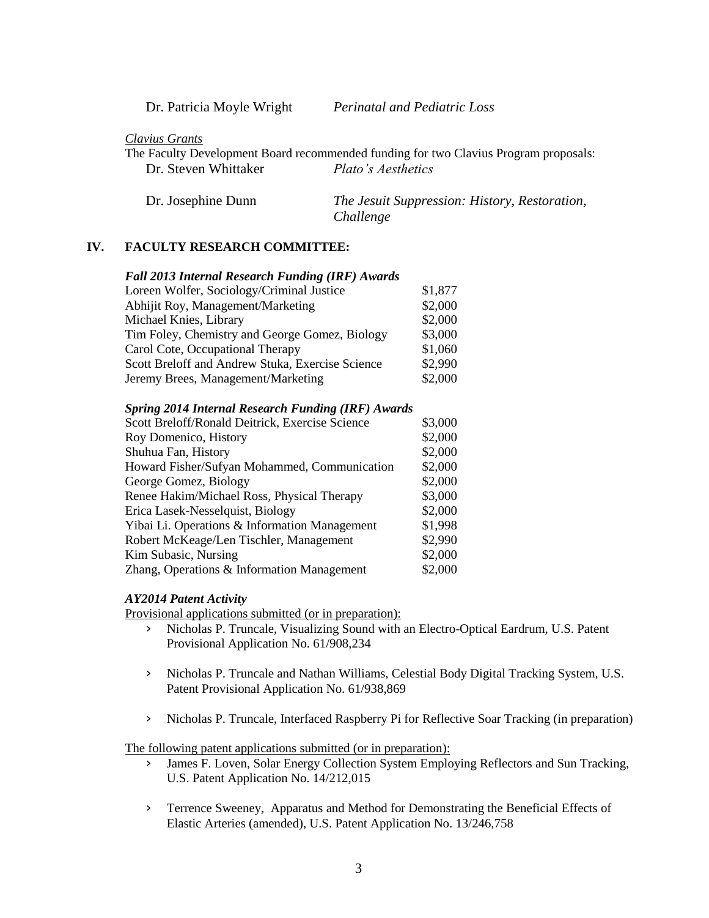Dr. Patricia Moyle Wright *Perinatal and Pediatric Loss*

*Clavius Grants*

The Faculty Development Board recommended funding for two Clavius Program proposals:

Dr. Steven Whittaker *Plato's Aesthetics*

Dr. Josephine Dunn *The Jesuit Suppression: History, Restoration, Challenge*

## IV. FACULTY RESEARCH COMMITTEE:

***Fall 2013 Internal Research Funding (IRF) Awards***

| | |
|---|---|
| Loreen Wolfer, Sociology/Criminal Justice | $1,877 |
| Abhijit Roy, Management/Marketing | $2,000 |
| Michael Knies, Library | $2,000 |
| Tim Foley, Chemistry and George Gomez, Biology | $3,000 |
| Carol Cote, Occupational Therapy | $1,060 |
| Scott Breloff and Andrew Stuka, Exercise Science | $2,990 |
| Jeremy Brees, Management/Marketing | $2,000 |

***Spring 2014 Internal Research Funding (IRF) Awards***

| | |
|---|---|
| Scott Breloff/Ronald Deitrick, Exercise Science | $3,000 |
| Roy Domenico, History | $2,000 |
| Shuhua Fan, History | $2,000 |
| Howard Fisher/Sufyan Mohammed, Communication | $2,000 |
| George Gomez, Biology | $2,000 |
| Renee Hakim/Michael Ross, Physical Therapy | $3,000 |
| Erica Lasek-Nesselquist, Biology | $2,000 |
| Yibai Li. Operations & Information Management | $1,998 |
| Robert McKeage/Len Tischler, Management | $2,990 |
| Kim Subasic, Nursing | $2,000 |
| Zhang, Operations & Information Management | $2,000 |

***AY2014 Patent Activity***

Provisional applications submitted (or in preparation):

- Nicholas P. Truncale, Visualizing Sound with an Electro-Optical Eardrum, U.S. Patent Provisional Application No. 61/908,234
- Nicholas P. Truncale and Nathan Williams, Celestial Body Digital Tracking System, U.S. Patent Provisional Application No. 61/938,869
- Nicholas P. Truncale, Interfaced Raspberry Pi for Reflective Soar Tracking (in preparation)

The following patent applications submitted (or in preparation):

- James F. Loven, Solar Energy Collection System Employing Reflectors and Sun Tracking, U.S. Patent Application No. 14/212,015
- Terrence Sweeney, Apparatus and Method for Demonstrating the Beneficial Effects of Elastic Arteries (amended), U.S. Patent Application No. 13/246,758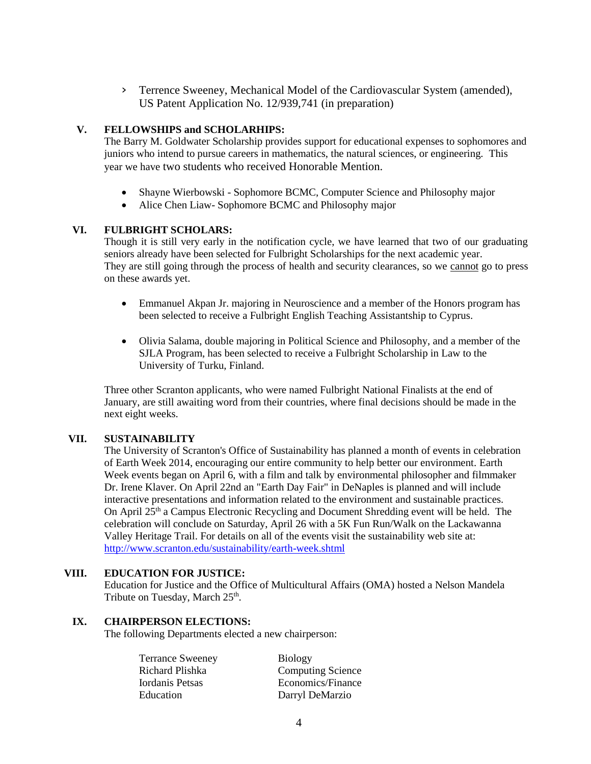- Terrence Sweeney, Mechanical Model of the Cardiovascular System (amended), US Patent Application No. 12/939,741 (in preparation)

## V. FELLOWSHIPS and SCHOLARHIPS:

The Barry M. Goldwater Scholarship provides support for educational expenses to sophomores and juniors who intend to pursue careers in mathematics, the natural sciences, or engineering. This year we have two students who received Honorable Mention.

- Shayne Wierbowski - Sophomore BCMC, Computer Science and Philosophy major
- Alice Chen Liaw- Sophomore BCMC and Philosophy major

## VI. FULBRIGHT SCHOLARS:

Though it is still very early in the notification cycle, we have learned that two of our graduating seniors already have been selected for Fulbright Scholarships for the next academic year. They are still going through the process of health and security clearances, so we cannot go to press on these awards yet.

- Emmanuel Akpan Jr. majoring in Neuroscience and a member of the Honors program has been selected to receive a Fulbright English Teaching Assistantship to Cyprus.

- Olivia Salama, double majoring in Political Science and Philosophy, and a member of the SJLA Program, has been selected to receive a Fulbright Scholarship in Law to the University of Turku, Finland.

Three other Scranton applicants, who were named Fulbright National Finalists at the end of January, are still awaiting word from their countries, where final decisions should be made in the next eight weeks.

## VII. SUSTAINABILITY

The University of Scranton's Office of Sustainability has planned a month of events in celebration of Earth Week 2014, encouraging our entire community to help better our environment. Earth Week events began on April 6, with a film and talk by environmental philosopher and filmmaker Dr. Irene Klaver. On April 22nd an "Earth Day Fair" in DeNaples is planned and will include interactive presentations and information related to the environment and sustainable practices. On April 25th a Campus Electronic Recycling and Document Shredding event will be held. The celebration will conclude on Saturday, April 26 with a 5K Fun Run/Walk on the Lackawanna Valley Heritage Trail. For details on all of the events visit the sustainability web site at: http://www.scranton.edu/sustainability/earth-week.shtml

## VIII. EDUCATION FOR JUSTICE:

Education for Justice and the Office of Multicultural Affairs (OMA) hosted a Nelson Mandela Tribute on Tuesday, March 25th.

## IX. CHAIRPERSON ELECTIONS:

The following Departments elected a new chairperson:

| | |
|---|---|
| Terrance Sweeney | Biology |
| Richard Plishka | Computing Science |
| Iordanis Petsas | Economics/Finance |
| Education | Darryl DeMarzio |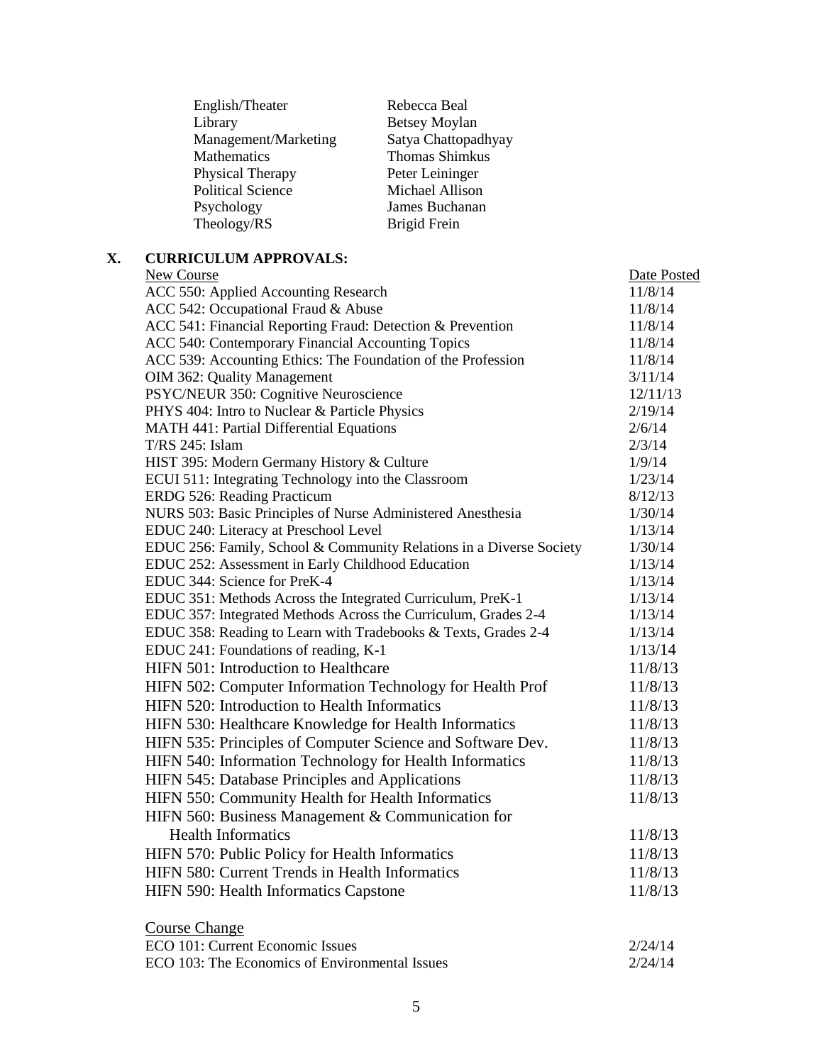| | |
|---|---|
| English/Theater | Rebecca Beal |
| Library | Betsey Moylan |
| Management/Marketing | Satya Chattopadhyay |
| Mathematics | Thomas Shimkus |
| Physical Therapy | Peter Leininger |
| Political Science | Michael Allison |
| Psychology | James Buchanan |
| Theology/RS | Brigid Frein |

## X. CURRICULUM APPROVALS:

| New Course | Date Posted |
|---|---|
| ACC 550: Applied Accounting Research | 11/8/14 |
| ACC 542: Occupational Fraud & Abuse | 11/8/14 |
| ACC 541: Financial Reporting Fraud: Detection & Prevention | 11/8/14 |
| ACC 540: Contemporary Financial Accounting Topics | 11/8/14 |
| ACC 539: Accounting Ethics: The Foundation of the Profession | 11/8/14 |
| OIM 362: Quality Management | 3/11/14 |
| PSYC/NEUR 350: Cognitive Neuroscience | 12/11/13 |
| PHYS 404: Intro to Nuclear & Particle Physics | 2/19/14 |
| MATH 441: Partial Differential Equations | 2/6/14 |
| T/RS 245: Islam | 2/3/14 |
| HIST 395: Modern Germany History & Culture | 1/9/14 |
| ECUI 511: Integrating Technology into the Classroom | 1/23/14 |
| ERDG 526: Reading Practicum | 8/12/13 |
| NURS 503: Basic Principles of Nurse Administered Anesthesia | 1/30/14 |
| EDUC 240: Literacy at Preschool Level | 1/13/14 |
| EDUC 256: Family, School & Community Relations in a Diverse Society | 1/30/14 |
| EDUC 252: Assessment in Early Childhood Education | 1/13/14 |
| EDUC 344: Science for PreK-4 | 1/13/14 |
| EDUC 351: Methods Across the Integrated Curriculum, PreK-1 | 1/13/14 |
| EDUC 357: Integrated Methods Across the Curriculum, Grades 2-4 | 1/13/14 |
| EDUC 358: Reading to Learn with Tradebooks & Texts, Grades 2-4 | 1/13/14 |
| EDUC 241: Foundations of reading, K-1 | 1/13/14 |
| HIFN 501: Introduction to Healthcare | 11/8/13 |
| HIFN 502: Computer Information Technology for Health Prof | 11/8/13 |
| HIFN 520: Introduction to Health Informatics | 11/8/13 |
| HIFN 530: Healthcare Knowledge for Health Informatics | 11/8/13 |
| HIFN 535: Principles of Computer Science and Software Dev. | 11/8/13 |
| HIFN 540: Information Technology for Health Informatics | 11/8/13 |
| HIFN 545: Database Principles and Applications | 11/8/13 |
| HIFN 550: Community Health for Health Informatics | 11/8/13 |
| HIFN 560: Business Management & Communication for Health Informatics | 11/8/13 |
| HIFN 570: Public Policy for Health Informatics | 11/8/13 |
| HIFN 580: Current Trends in Health Informatics | 11/8/13 |
| HIFN 590: Health Informatics Capstone | 11/8/13 |

| Course Change | |
|---|---|
| ECO 101: Current Economic Issues | 2/24/14 |
| ECO 103: The Economics of Environmental Issues | 2/24/14 |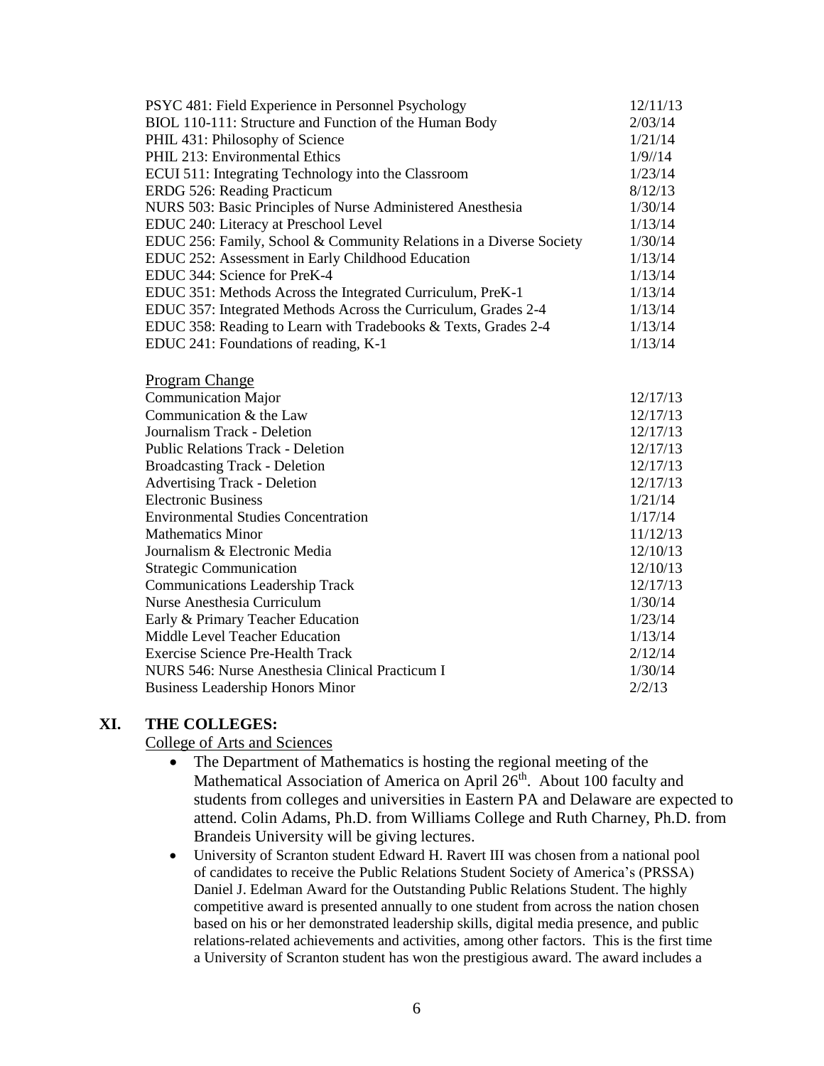| | |
|---|---|
| PSYC 481: Field Experience in Personnel Psychology | 12/11/13 |
| BIOL 110-111: Structure and Function of the Human Body | 2/03/14 |
| PHIL 431: Philosophy of Science | 1/21/14 |
| PHIL 213: Environmental Ethics | 1/9//14 |
| ECUI 511: Integrating Technology into the Classroom | 1/23/14 |
| ERDG 526: Reading Practicum | 8/12/13 |
| NURS 503: Basic Principles of Nurse Administered Anesthesia | 1/30/14 |
| EDUC 240: Literacy at Preschool Level | 1/13/14 |
| EDUC 256: Family, School & Community Relations in a Diverse Society | 1/30/14 |
| EDUC 252: Assessment in Early Childhood Education | 1/13/14 |
| EDUC 344: Science for PreK-4 | 1/13/14 |
| EDUC 351: Methods Across the Integrated Curriculum, PreK-1 | 1/13/14 |
| EDUC 357: Integrated Methods Across the Curriculum, Grades 2-4 | 1/13/14 |
| EDUC 358: Reading to Learn with Tradebooks & Texts, Grades 2-4 | 1/13/14 |
| EDUC 241: Foundations of reading, K-1 | 1/13/14 |

<u>Program Change</u>

| | |
|---|---|
| Communication Major | 12/17/13 |
| Communication & the Law | 12/17/13 |
| Journalism Track - Deletion | 12/17/13 |
| Public Relations Track - Deletion | 12/17/13 |
| Broadcasting Track - Deletion | 12/17/13 |
| Advertising Track - Deletion | 12/17/13 |
| Electronic Business | 1/21/14 |
| Environmental Studies Concentration | 1/17/14 |
| Mathematics Minor | 11/12/13 |
| Journalism & Electronic Media | 12/10/13 |
| Strategic Communication | 12/10/13 |
| Communications Leadership Track | 12/17/13 |
| Nurse Anesthesia Curriculum | 1/30/14 |
| Early & Primary Teacher Education | 1/23/14 |
| Middle Level Teacher Education | 1/13/14 |
| Exercise Science Pre-Health Track | 2/12/14 |
| NURS 546: Nurse Anesthesia Clinical Practicum I | 1/30/14 |
| Business Leadership Honors Minor | 2/2/13 |

## XI. THE COLLEGES:

<u>College of Arts and Sciences</u>

- The Department of Mathematics is hosting the regional meeting of the Mathematical Association of America on April 26th. About 100 faculty and students from colleges and universities in Eastern PA and Delaware are expected to attend. Colin Adams, Ph.D. from Williams College and Ruth Charney, Ph.D. from Brandeis University will be giving lectures.
- University of Scranton student Edward H. Ravert III was chosen from a national pool of candidates to receive the Public Relations Student Society of America's (PRSSA) Daniel J. Edelman Award for the Outstanding Public Relations Student. The highly competitive award is presented annually to one student from across the nation chosen based on his or her demonstrated leadership skills, digital media presence, and public relations-related achievements and activities, among other factors. This is the first time a University of Scranton student has won the prestigious award. The award includes a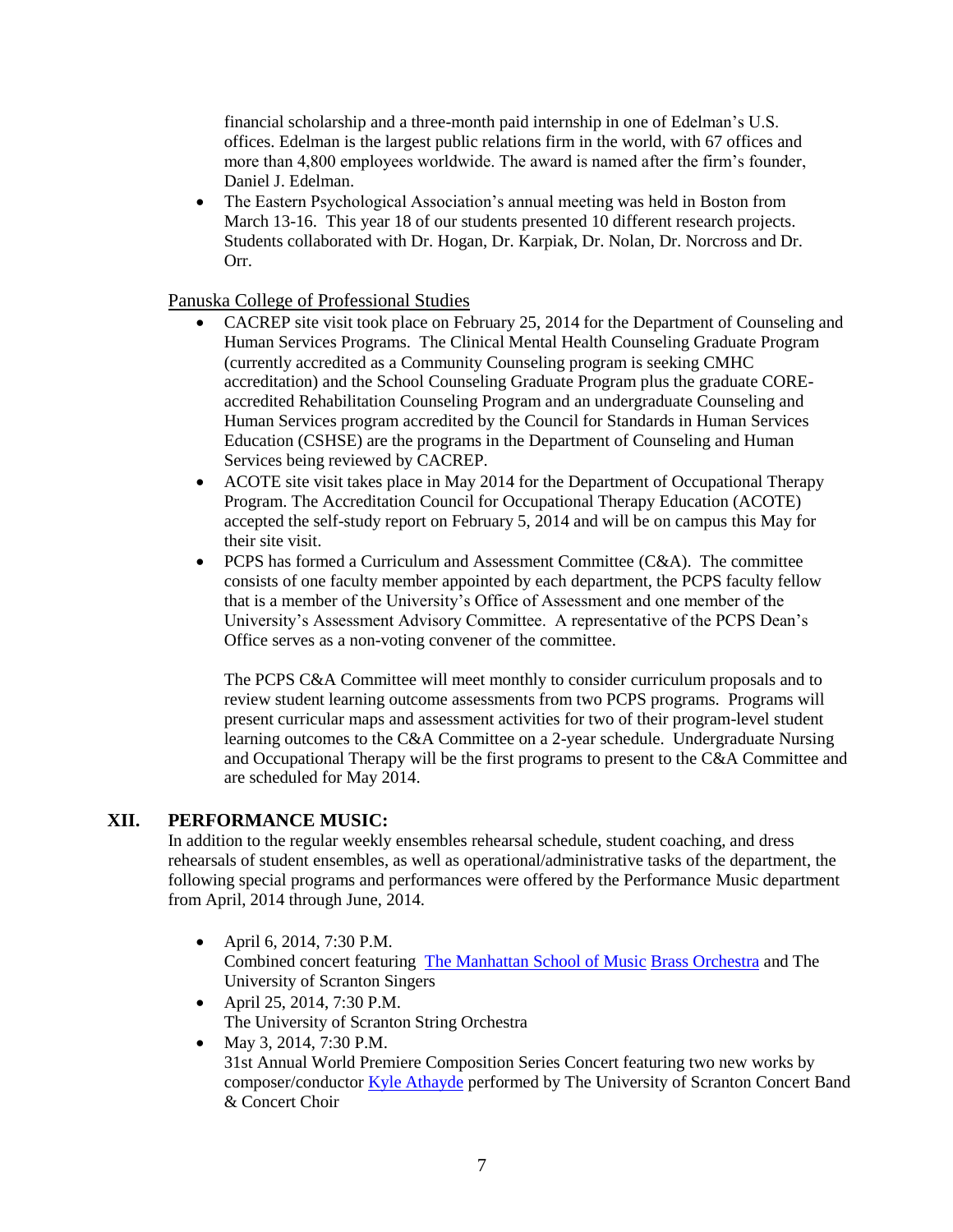financial scholarship and a three-month paid internship in one of Edelman's U.S. offices. Edelman is the largest public relations firm in the world, with 67 offices and more than 4,800 employees worldwide. The award is named after the firm's founder, Daniel J. Edelman.

- The Eastern Psychological Association's annual meeting was held in Boston from March 13-16. This year 18 of our students presented 10 different research projects. Students collaborated with Dr. Hogan, Dr. Karpiak, Dr. Nolan, Dr. Norcross and Dr. Orr.

Panuska College of Professional Studies

- CACREP site visit took place on February 25, 2014 for the Department of Counseling and Human Services Programs. The Clinical Mental Health Counseling Graduate Program (currently accredited as a Community Counseling program is seeking CMHC accreditation) and the School Counseling Graduate Program plus the graduate CORE-accredited Rehabilitation Counseling Program and an undergraduate Counseling and Human Services program accredited by the Council for Standards in Human Services Education (CSHSE) are the programs in the Department of Counseling and Human Services being reviewed by CACREP.
- ACOTE site visit takes place in May 2014 for the Department of Occupational Therapy Program. The Accreditation Council for Occupational Therapy Education (ACOTE) accepted the self-study report on February 5, 2014 and will be on campus this May for their site visit.
- PCPS has formed a Curriculum and Assessment Committee (C&A). The committee consists of one faculty member appointed by each department, the PCPS faculty fellow that is a member of the University's Office of Assessment and one member of the University's Assessment Advisory Committee. A representative of the PCPS Dean's Office serves as a non-voting convener of the committee.

  The PCPS C&A Committee will meet monthly to consider curriculum proposals and to review student learning outcome assessments from two PCPS programs. Programs will present curricular maps and assessment activities for two of their program-level student learning outcomes to the C&A Committee on a 2-year schedule. Undergraduate Nursing and Occupational Therapy will be the first programs to present to the C&A Committee and are scheduled for May 2014.

## XII. PERFORMANCE MUSIC:

In addition to the regular weekly ensembles rehearsal schedule, student coaching, and dress rehearsals of student ensembles, as well as operational/administrative tasks of the department, the following special programs and performances were offered by the Performance Music department from April, 2014 through June, 2014.

- April 6, 2014, 7:30 P.M.
  Combined concert featuring The Manhattan School of Music Brass Orchestra and The University of Scranton Singers
- April 25, 2014, 7:30 P.M.
  The University of Scranton String Orchestra
- May 3, 2014, 7:30 P.M.
  31st Annual World Premiere Composition Series Concert featuring two new works by composer/conductor Kyle Athayde performed by The University of Scranton Concert Band & Concert Choir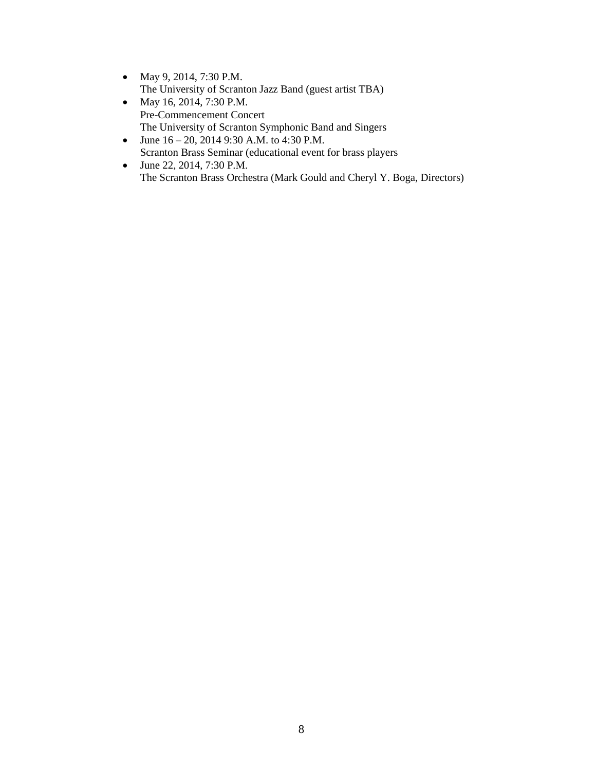- May 9, 2014, 7:30 P.M.
  The University of Scranton Jazz Band (guest artist TBA)
- May 16, 2014, 7:30 P.M.
  Pre-Commencement Concert
  The University of Scranton Symphonic Band and Singers
- June 16 – 20, 2014 9:30 A.M. to 4:30 P.M.
  Scranton Brass Seminar (educational event for brass players
- June 22, 2014, 7:30 P.M.
  The Scranton Brass Orchestra (Mark Gould and Cheryl Y. Boga, Directors)